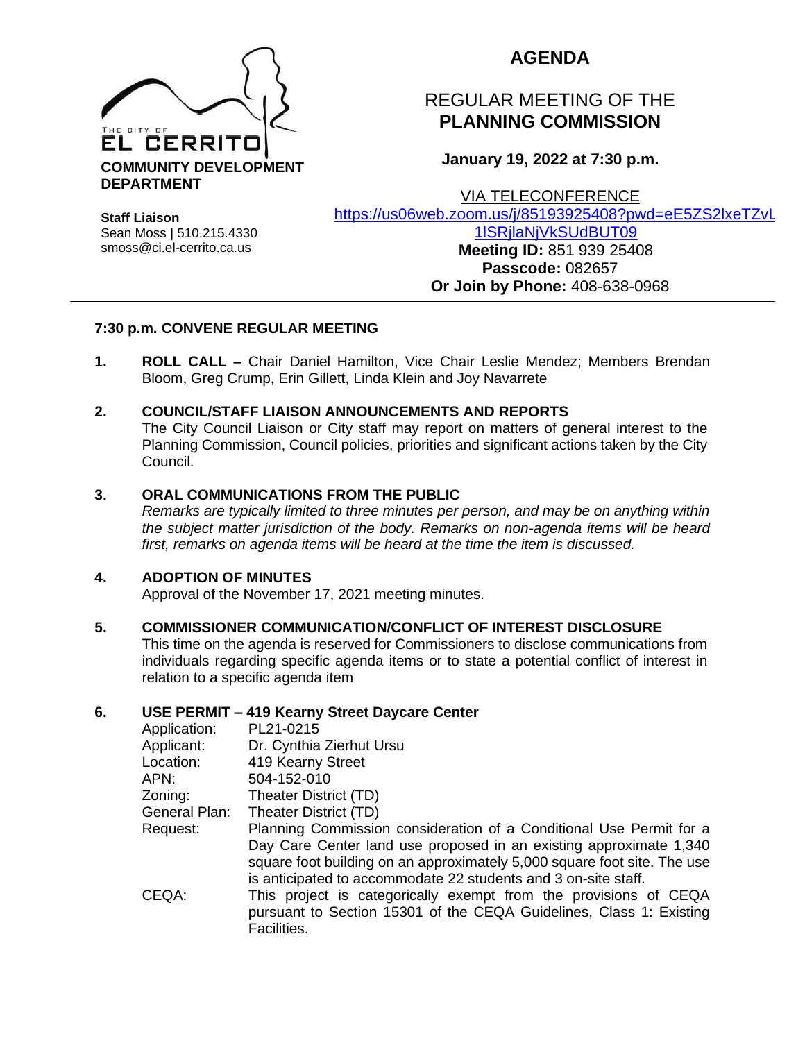THE CITY OF **EL CERRITO**

**COMMUNITY DEVELOPMENT DEPARTMENT**

**Staff Liaison**
Sean Moss | 510.215.4330
smoss@ci.el-cerrito.ca.us

# AGENDA

## REGULAR MEETING OF THE **PLANNING COMMISSION**

**January 19, 2022 at 7:30 p.m.**

VIA TELECONFERENCE
https://us06web.zoom.us/j/85193925408?pwd=eE5ZS2lxeTZvL1lSRjlaNjVkSUdBUT09
**Meeting ID:** 851 939 25408
**Passcode:** 082657
**Or Join by Phone:** 408-638-0968

---

**7:30 p.m. CONVENE REGULAR MEETING**

**1. ROLL CALL –** Chair Daniel Hamilton, Vice Chair Leslie Mendez; Members Brendan Bloom, Greg Crump, Erin Gillett, Linda Klein and Joy Navarrete

**2. COUNCIL/STAFF LIAISON ANNOUNCEMENTS AND REPORTS**
The City Council Liaison or City staff may report on matters of general interest to the Planning Commission, Council policies, priorities and significant actions taken by the City Council.

**3. ORAL COMMUNICATIONS FROM THE PUBLIC**
*Remarks are typically limited to three minutes per person, and may be on anything within the subject matter jurisdiction of the body. Remarks on non-agenda items will be heard first, remarks on agenda items will be heard at the time the item is discussed.*

**4. ADOPTION OF MINUTES**
Approval of the November 17, 2021 meeting minutes.

**5. COMMISSIONER COMMUNICATION/CONFLICT OF INTEREST DISCLOSURE**
This time on the agenda is reserved for Commissioners to disclose communications from individuals regarding specific agenda items or to state a potential conflict of interest in relation to a specific agenda item

**6. USE PERMIT – 419 Kearny Street Daycare Center**

Application: PL21-0215
Applicant: Dr. Cynthia Zierhut Ursu
Location: 419 Kearny Street
APN: 504-152-010
Zoning: Theater District (TD)
General Plan: Theater District (TD)
Request: Planning Commission consideration of a Conditional Use Permit for a Day Care Center land use proposed in an existing approximate 1,340 square foot building on an approximately 5,000 square foot site. The use is anticipated to accommodate 22 students and 3 on-site staff.
CEQA: This project is categorically exempt from the provisions of CEQA pursuant to Section 15301 of the CEQA Guidelines, Class 1: Existing Facilities.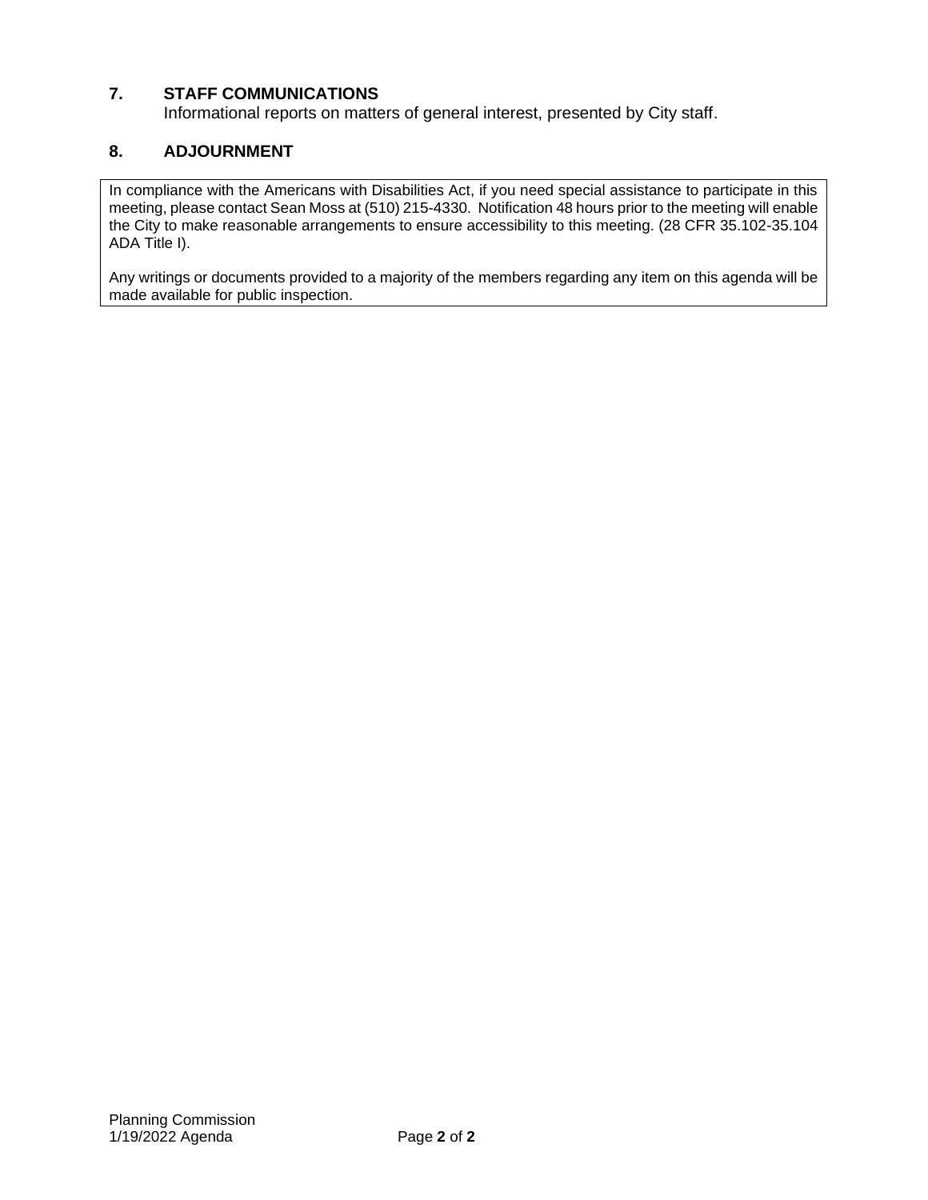## 7. STAFF COMMUNICATIONS

Informational reports on matters of general interest, presented by City staff.

## 8. ADJOURNMENT

In compliance with the Americans with Disabilities Act, if you need special assistance to participate in this meeting, please contact Sean Moss at (510) 215-4330. Notification 48 hours prior to the meeting will enable the City to make reasonable arrangements to ensure accessibility to this meeting. (28 CFR 35.102-35.104 ADA Title I).

Any writings or documents provided to a majority of the members regarding any item on this agenda will be made available for public inspection.